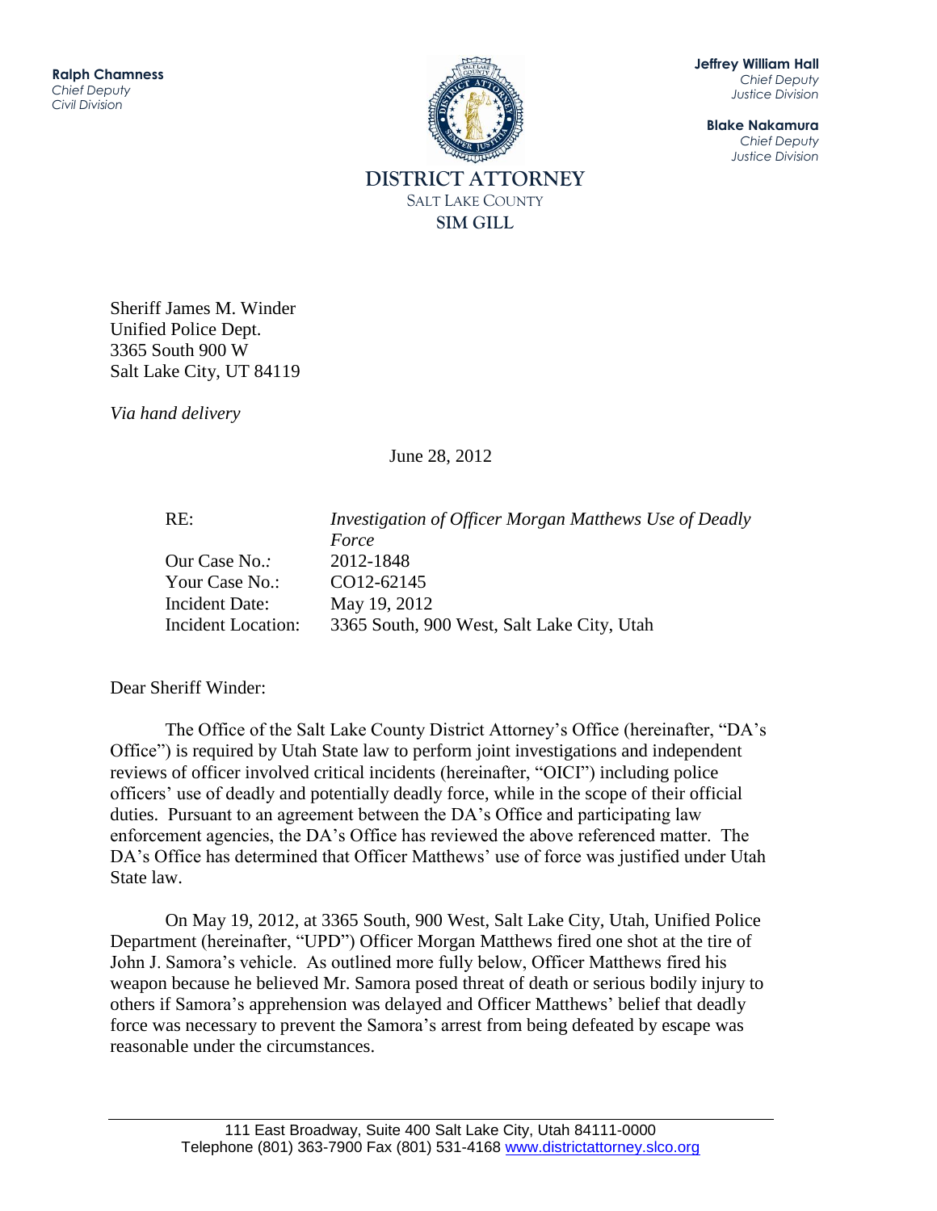**Ralph Chamness**
*Chief Deputy*
*Civil Division*

**Jeffrey William Hall**
*Chief Deputy*
*Justice Division*

**Blake Nakamura**
*Chief Deputy*
*Justice Division*

**DISTRICT ATTORNEY**
SALT LAKE COUNTY
**SIM GILL**

Sheriff James M. Winder
Unified Police Dept.
3365 South 900 W
Salt Lake City, UT 84119

*Via hand delivery*

June 28, 2012

| | |
|---|---|
| RE: | *Investigation of Officer Morgan Matthews Use of Deadly Force* |
| Our Case No.: | 2012-1848 |
| Your Case No.: | CO12-62145 |
| Incident Date: | May 19, 2012 |
| Incident Location: | 3365 South, 900 West, Salt Lake City, Utah |

Dear Sheriff Winder:

The Office of the Salt Lake County District Attorney's Office (hereinafter, "DA's Office") is required by Utah State law to perform joint investigations and independent reviews of officer involved critical incidents (hereinafter, "OICI") including police officers' use of deadly and potentially deadly force, while in the scope of their official duties. Pursuant to an agreement between the DA's Office and participating law enforcement agencies, the DA's Office has reviewed the above referenced matter. The DA's Office has determined that Officer Matthews' use of force was justified under Utah State law.

On May 19, 2012, at 3365 South, 900 West, Salt Lake City, Utah, Unified Police Department (hereinafter, "UPD") Officer Morgan Matthews fired one shot at the tire of John J. Samora's vehicle. As outlined more fully below, Officer Matthews fired his weapon because he believed Mr. Samora posed threat of death or serious bodily injury to others if Samora's apprehension was delayed and Officer Matthews' belief that deadly force was necessary to prevent the Samora's arrest from being defeated by escape was reasonable under the circumstances.

111 East Broadway, Suite 400 Salt Lake City, Utah 84111-0000
Telephone (801) 363-7900 Fax (801) 531-4168 www.districtattorney.slco.org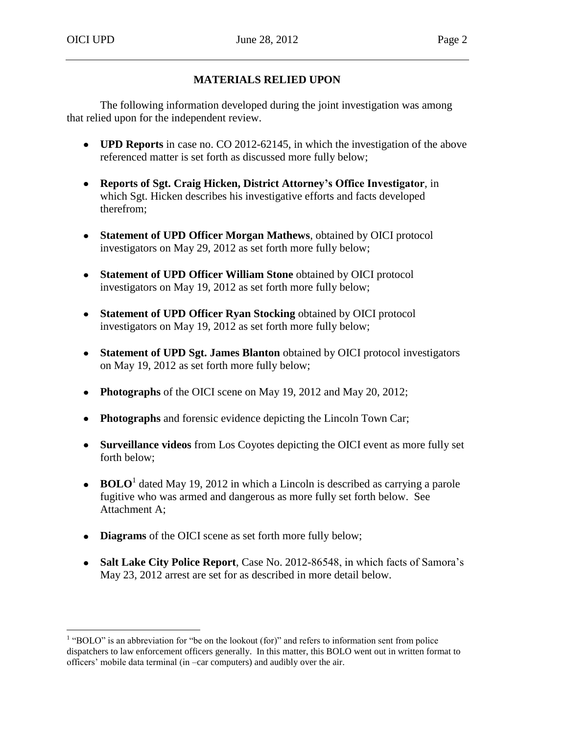## MATERIALS RELIED UPON

The following information developed during the joint investigation was among that relied upon for the independent review.

- **UPD Reports** in case no. CO 2012-62145, in which the investigation of the above referenced matter is set forth as discussed more fully below;
- **Reports of Sgt. Craig Hicken, District Attorney's Office Investigator**, in which Sgt. Hicken describes his investigative efforts and facts developed therefrom;
- **Statement of UPD Officer Morgan Mathews**, obtained by OICI protocol investigators on May 29, 2012 as set forth more fully below;
- **Statement of UPD Officer William Stone** obtained by OICI protocol investigators on May 19, 2012 as set forth more fully below;
- **Statement of UPD Officer Ryan Stocking** obtained by OICI protocol investigators on May 19, 2012 as set forth more fully below;
- **Statement of UPD Sgt. James Blanton** obtained by OICI protocol investigators on May 19, 2012 as set forth more fully below;
- **Photographs** of the OICI scene on May 19, 2012 and May 20, 2012;
- **Photographs** and forensic evidence depicting the Lincoln Town Car;
- **Surveillance videos** from Los Coyotes depicting the OICI event as more fully set forth below;
- **BOLO**[1] dated May 19, 2012 in which a Lincoln is described as carrying a parole fugitive who was armed and dangerous as more fully set forth below. See Attachment A;
- **Diagrams** of the OICI scene as set forth more fully below;
- **Salt Lake City Police Report**, Case No. 2012-86548, in which facts of Samora's May 23, 2012 arrest are set for as described in more detail below.

---

[1] "BOLO" is an abbreviation for "be on the lookout (for)" and refers to information sent from police dispatchers to law enforcement officers generally. In this matter, this BOLO went out in written format to officers' mobile data terminal (in –car computers) and audibly over the air.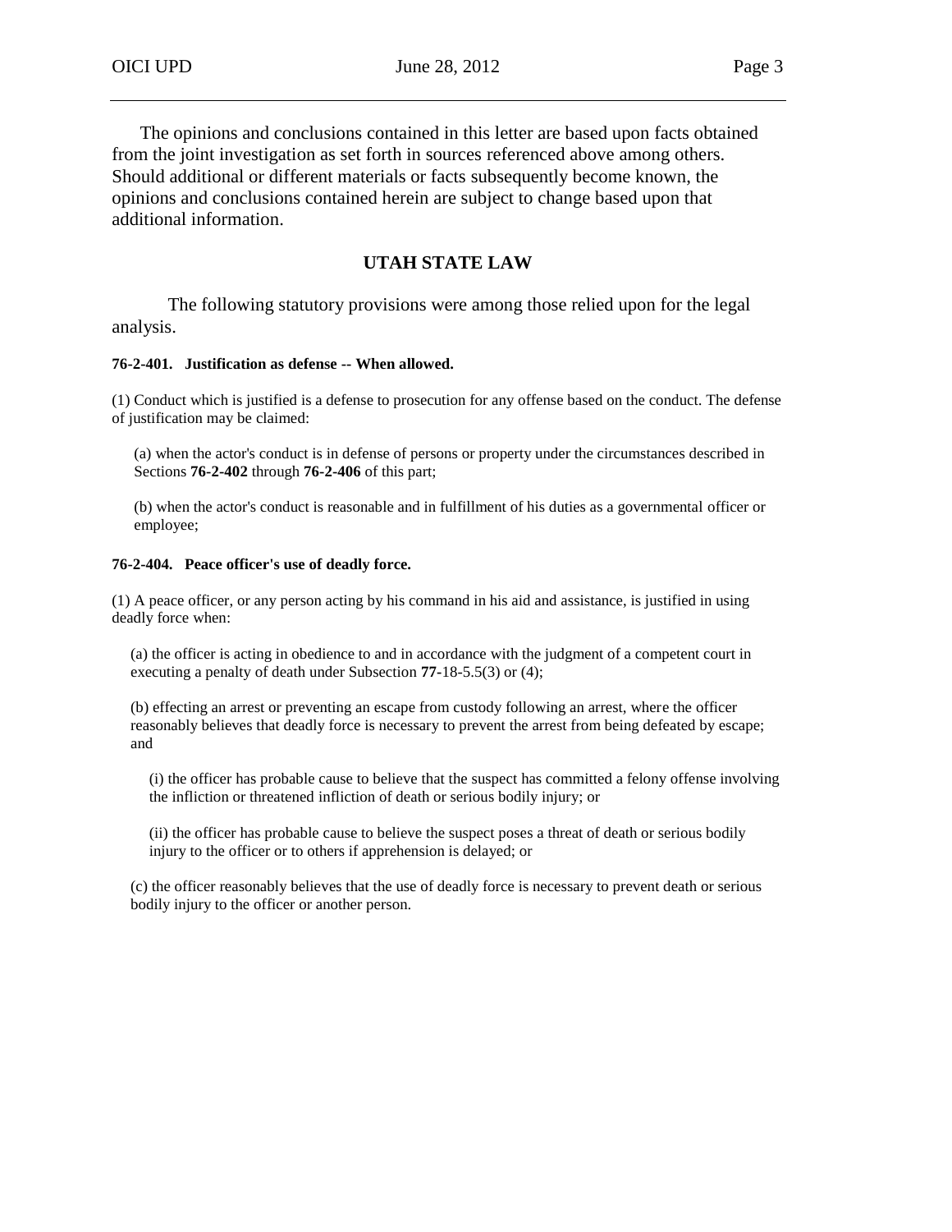The opinions and conclusions contained in this letter are based upon facts obtained from the joint investigation as set forth in sources referenced above among others. Should additional or different materials or facts subsequently become known, the opinions and conclusions contained herein are subject to change based upon that additional information.

## UTAH STATE LAW

The following statutory provisions were among those relied upon for the legal analysis.

**76-2-401. Justification as defense -- When allowed.**

(1) Conduct which is justified is a defense to prosecution for any offense based on the conduct. The defense of justification may be claimed:

(a) when the actor's conduct is in defense of persons or property under the circumstances described in Sections **76-2-402** through **76-2-406** of this part;

(b) when the actor's conduct is reasonable and in fulfillment of his duties as a governmental officer or employee;

**76-2-404. Peace officer's use of deadly force.**

(1) A peace officer, or any person acting by his command in his aid and assistance, is justified in using deadly force when:

(a) the officer is acting in obedience to and in accordance with the judgment of a competent court in executing a penalty of death under Subsection **77-**18-5.5(3) or (4);

(b) effecting an arrest or preventing an escape from custody following an arrest, where the officer reasonably believes that deadly force is necessary to prevent the arrest from being defeated by escape; and

(i) the officer has probable cause to believe that the suspect has committed a felony offense involving the infliction or threatened infliction of death or serious bodily injury; or

(ii) the officer has probable cause to believe the suspect poses a threat of death or serious bodily injury to the officer or to others if apprehension is delayed; or

(c) the officer reasonably believes that the use of deadly force is necessary to prevent death or serious bodily injury to the officer or another person.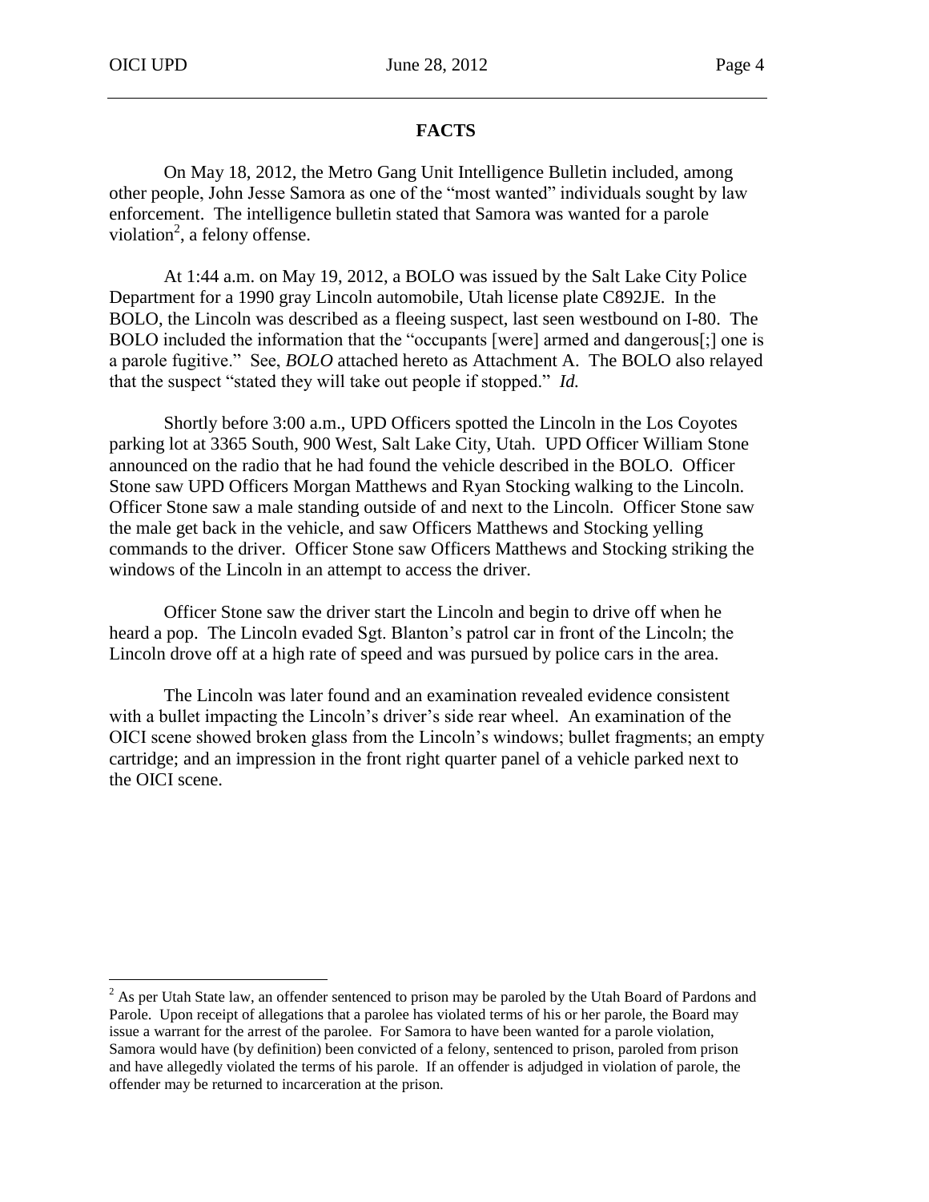## FACTS

On May 18, 2012, the Metro Gang Unit Intelligence Bulletin included, among other people, John Jesse Samora as one of the "most wanted" individuals sought by law enforcement. The intelligence bulletin stated that Samora was wanted for a parole violation[2], a felony offense.

At 1:44 a.m. on May 19, 2012, a BOLO was issued by the Salt Lake City Police Department for a 1990 gray Lincoln automobile, Utah license plate C892JE. In the BOLO, the Lincoln was described as a fleeing suspect, last seen westbound on I-80. The BOLO included the information that the "occupants [were] armed and dangerous[;] one is a parole fugitive." See, *BOLO* attached hereto as Attachment A. The BOLO also relayed that the suspect "stated they will take out people if stopped." *Id.*

Shortly before 3:00 a.m., UPD Officers spotted the Lincoln in the Los Coyotes parking lot at 3365 South, 900 West, Salt Lake City, Utah. UPD Officer William Stone announced on the radio that he had found the vehicle described in the BOLO. Officer Stone saw UPD Officers Morgan Matthews and Ryan Stocking walking to the Lincoln. Officer Stone saw a male standing outside of and next to the Lincoln. Officer Stone saw the male get back in the vehicle, and saw Officers Matthews and Stocking yelling commands to the driver. Officer Stone saw Officers Matthews and Stocking striking the windows of the Lincoln in an attempt to access the driver.

Officer Stone saw the driver start the Lincoln and begin to drive off when he heard a pop. The Lincoln evaded Sgt. Blanton's patrol car in front of the Lincoln; the Lincoln drove off at a high rate of speed and was pursued by police cars in the area.

The Lincoln was later found and an examination revealed evidence consistent with a bullet impacting the Lincoln's driver's side rear wheel. An examination of the OICI scene showed broken glass from the Lincoln's windows; bullet fragments; an empty cartridge; and an impression in the front right quarter panel of a vehicle parked next to the OICI scene.

---

[2] As per Utah State law, an offender sentenced to prison may be paroled by the Utah Board of Pardons and Parole. Upon receipt of allegations that a parolee has violated terms of his or her parole, the Board may issue a warrant for the arrest of the parolee. For Samora to have been wanted for a parole violation, Samora would have (by definition) been convicted of a felony, sentenced to prison, paroled from prison and have allegedly violated the terms of his parole. If an offender is adjudged in violation of parole, the offender may be returned to incarceration at the prison.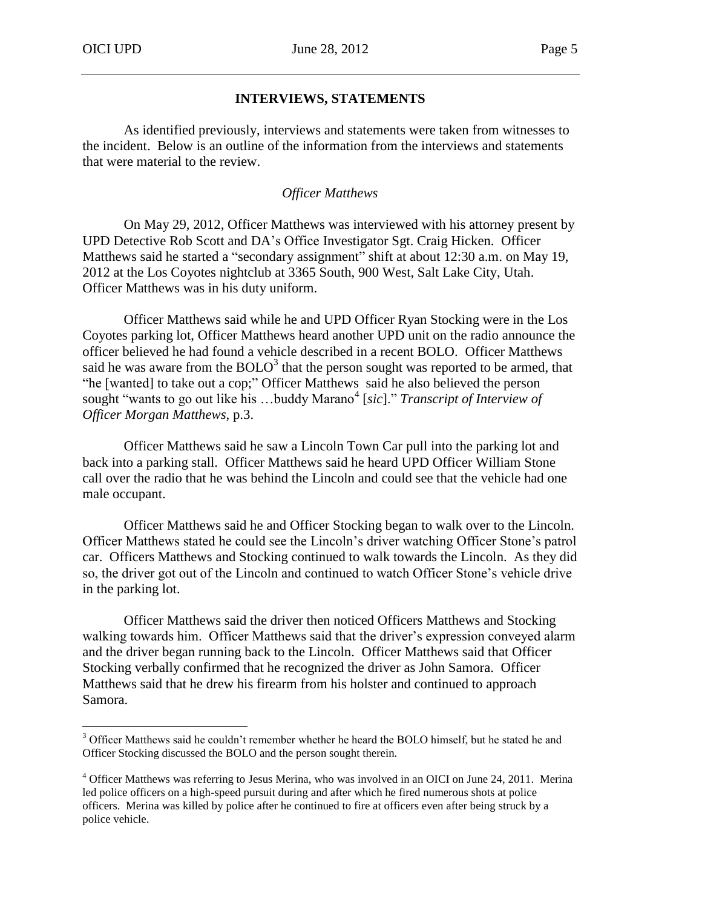## INTERVIEWS, STATEMENTS

As identified previously, interviews and statements were taken from witnesses to the incident. Below is an outline of the information from the interviews and statements that were material to the review.

### *Officer Matthews*

On May 29, 2012, Officer Matthews was interviewed with his attorney present by UPD Detective Rob Scott and DA's Office Investigator Sgt. Craig Hicken. Officer Matthews said he started a "secondary assignment" shift at about 12:30 a.m. on May 19, 2012 at the Los Coyotes nightclub at 3365 South, 900 West, Salt Lake City, Utah. Officer Matthews was in his duty uniform.

Officer Matthews said while he and UPD Officer Ryan Stocking were in the Los Coyotes parking lot, Officer Matthews heard another UPD unit on the radio announce the officer believed he had found a vehicle described in a recent BOLO. Officer Matthews said he was aware from the BOLO[3] that the person sought was reported to be armed, that "he [wanted] to take out a cop;" Officer Matthews said he also believed the person sought "wants to go out like his …buddy Marano[4] [*sic*]." *Transcript of Interview of Officer Morgan Matthews*, p.3.

Officer Matthews said he saw a Lincoln Town Car pull into the parking lot and back into a parking stall. Officer Matthews said he heard UPD Officer William Stone call over the radio that he was behind the Lincoln and could see that the vehicle had one male occupant.

Officer Matthews said he and Officer Stocking began to walk over to the Lincoln. Officer Matthews stated he could see the Lincoln's driver watching Officer Stone's patrol car. Officers Matthews and Stocking continued to walk towards the Lincoln. As they did so, the driver got out of the Lincoln and continued to watch Officer Stone's vehicle drive in the parking lot.

Officer Matthews said the driver then noticed Officers Matthews and Stocking walking towards him. Officer Matthews said that the driver's expression conveyed alarm and the driver began running back to the Lincoln. Officer Matthews said that Officer Stocking verbally confirmed that he recognized the driver as John Samora. Officer Matthews said that he drew his firearm from his holster and continued to approach Samora.

---

[3] Officer Matthews said he couldn't remember whether he heard the BOLO himself, but he stated he and Officer Stocking discussed the BOLO and the person sought therein.

[4] Officer Matthews was referring to Jesus Merina, who was involved in an OICI on June 24, 2011. Merina led police officers on a high-speed pursuit during and after which he fired numerous shots at police officers. Merina was killed by police after he continued to fire at officers even after being struck by a police vehicle.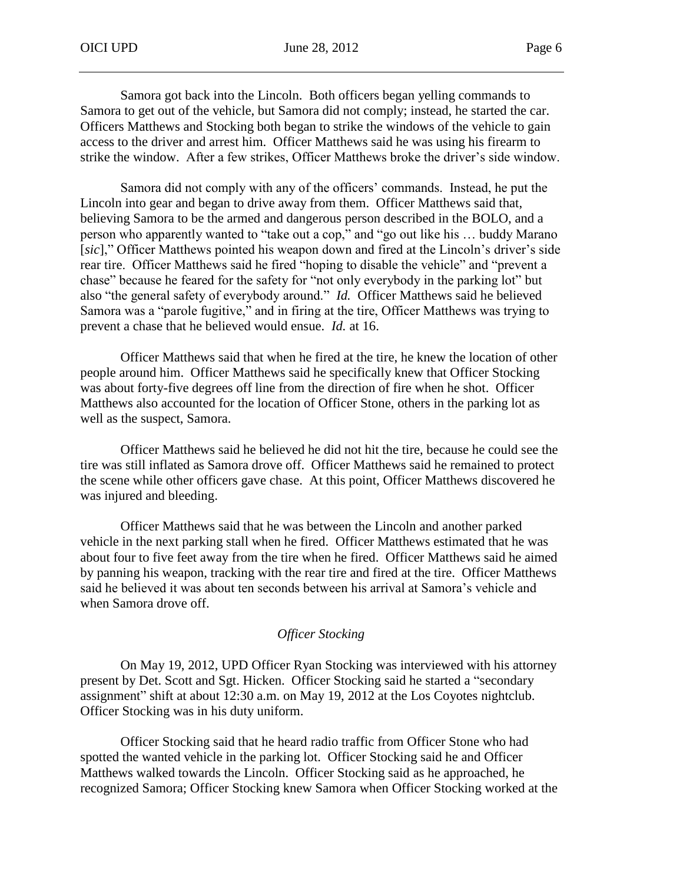Samora got back into the Lincoln. Both officers began yelling commands to Samora to get out of the vehicle, but Samora did not comply; instead, he started the car. Officers Matthews and Stocking both began to strike the windows of the vehicle to gain access to the driver and arrest him. Officer Matthews said he was using his firearm to strike the window. After a few strikes, Officer Matthews broke the driver's side window.

Samora did not comply with any of the officers' commands. Instead, he put the Lincoln into gear and began to drive away from them. Officer Matthews said that, believing Samora to be the armed and dangerous person described in the BOLO, and a person who apparently wanted to "take out a cop," and "go out like his … buddy Marano [*sic*]," Officer Matthews pointed his weapon down and fired at the Lincoln's driver's side rear tire. Officer Matthews said he fired "hoping to disable the vehicle" and "prevent a chase" because he feared for the safety for "not only everybody in the parking lot" but also "the general safety of everybody around." *Id.* Officer Matthews said he believed Samora was a "parole fugitive," and in firing at the tire, Officer Matthews was trying to prevent a chase that he believed would ensue. *Id.* at 16.

Officer Matthews said that when he fired at the tire, he knew the location of other people around him. Officer Matthews said he specifically knew that Officer Stocking was about forty-five degrees off line from the direction of fire when he shot. Officer Matthews also accounted for the location of Officer Stone, others in the parking lot as well as the suspect, Samora.

Officer Matthews said he believed he did not hit the tire, because he could see the tire was still inflated as Samora drove off. Officer Matthews said he remained to protect the scene while other officers gave chase. At this point, Officer Matthews discovered he was injured and bleeding.

Officer Matthews said that he was between the Lincoln and another parked vehicle in the next parking stall when he fired. Officer Matthews estimated that he was about four to five feet away from the tire when he fired. Officer Matthews said he aimed by panning his weapon, tracking with the rear tire and fired at the tire. Officer Matthews said he believed it was about ten seconds between his arrival at Samora's vehicle and when Samora drove off.

### *Officer Stocking*

On May 19, 2012, UPD Officer Ryan Stocking was interviewed with his attorney present by Det. Scott and Sgt. Hicken. Officer Stocking said he started a "secondary assignment" shift at about 12:30 a.m. on May 19, 2012 at the Los Coyotes nightclub. Officer Stocking was in his duty uniform.

Officer Stocking said that he heard radio traffic from Officer Stone who had spotted the wanted vehicle in the parking lot. Officer Stocking said he and Officer Matthews walked towards the Lincoln. Officer Stocking said as he approached, he recognized Samora; Officer Stocking knew Samora when Officer Stocking worked at the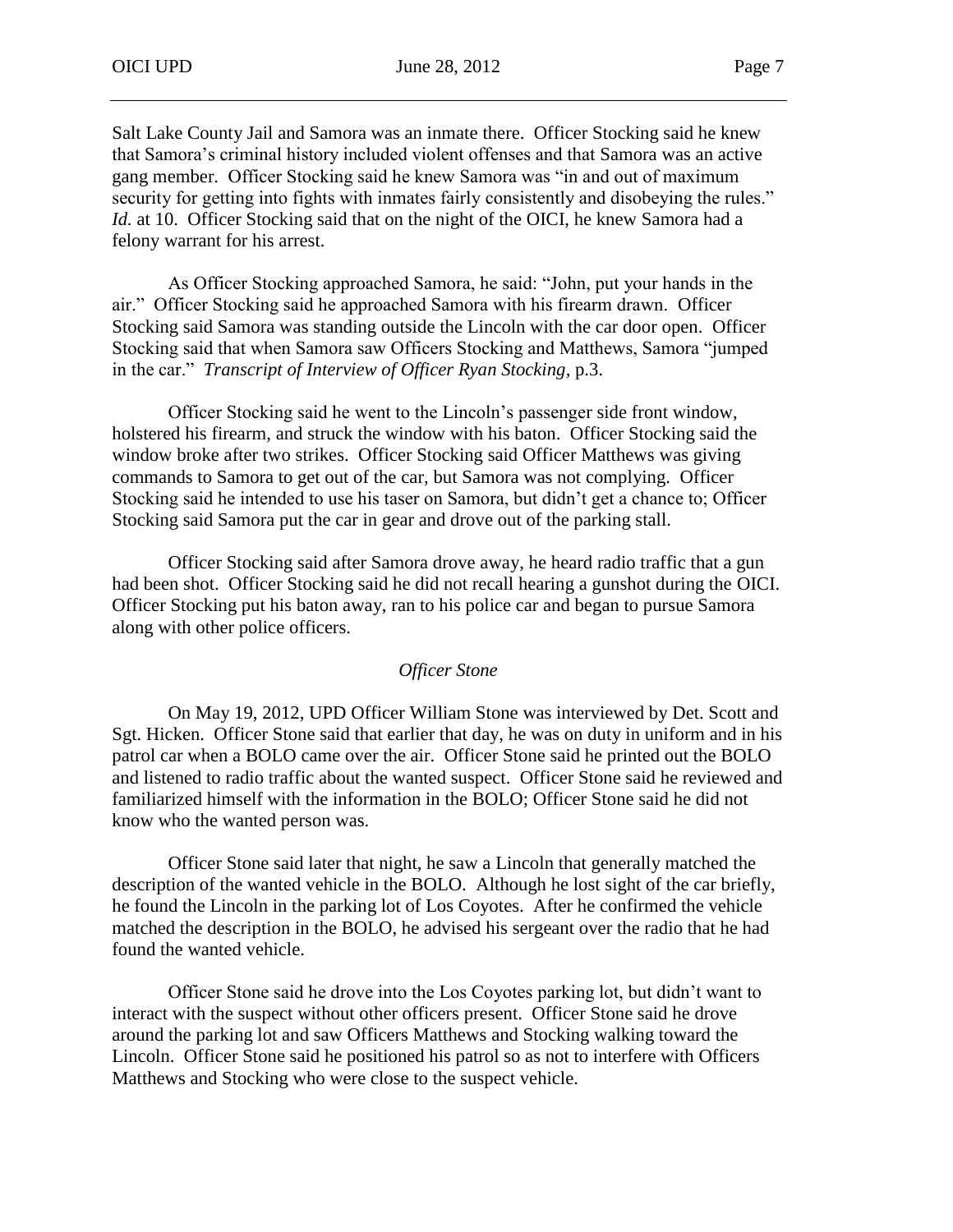Salt Lake County Jail and Samora was an inmate there. Officer Stocking said he knew that Samora's criminal history included violent offenses and that Samora was an active gang member. Officer Stocking said he knew Samora was "in and out of maximum security for getting into fights with inmates fairly consistently and disobeying the rules." *Id.* at 10. Officer Stocking said that on the night of the OICI, he knew Samora had a felony warrant for his arrest.

As Officer Stocking approached Samora, he said: "John, put your hands in the air." Officer Stocking said he approached Samora with his firearm drawn. Officer Stocking said Samora was standing outside the Lincoln with the car door open. Officer Stocking said that when Samora saw Officers Stocking and Matthews, Samora "jumped in the car." *Transcript of Interview of Officer Ryan Stocking*, p.3.

Officer Stocking said he went to the Lincoln's passenger side front window, holstered his firearm, and struck the window with his baton. Officer Stocking said the window broke after two strikes. Officer Stocking said Officer Matthews was giving commands to Samora to get out of the car, but Samora was not complying. Officer Stocking said he intended to use his taser on Samora, but didn't get a chance to; Officer Stocking said Samora put the car in gear and drove out of the parking stall.

Officer Stocking said after Samora drove away, he heard radio traffic that a gun had been shot. Officer Stocking said he did not recall hearing a gunshot during the OICI. Officer Stocking put his baton away, ran to his police car and began to pursue Samora along with other police officers.

### *Officer Stone*

On May 19, 2012, UPD Officer William Stone was interviewed by Det. Scott and Sgt. Hicken. Officer Stone said that earlier that day, he was on duty in uniform and in his patrol car when a BOLO came over the air. Officer Stone said he printed out the BOLO and listened to radio traffic about the wanted suspect. Officer Stone said he reviewed and familiarized himself with the information in the BOLO; Officer Stone said he did not know who the wanted person was.

Officer Stone said later that night, he saw a Lincoln that generally matched the description of the wanted vehicle in the BOLO. Although he lost sight of the car briefly, he found the Lincoln in the parking lot of Los Coyotes. After he confirmed the vehicle matched the description in the BOLO, he advised his sergeant over the radio that he had found the wanted vehicle.

Officer Stone said he drove into the Los Coyotes parking lot, but didn't want to interact with the suspect without other officers present. Officer Stone said he drove around the parking lot and saw Officers Matthews and Stocking walking toward the Lincoln. Officer Stone said he positioned his patrol so as not to interfere with Officers Matthews and Stocking who were close to the suspect vehicle.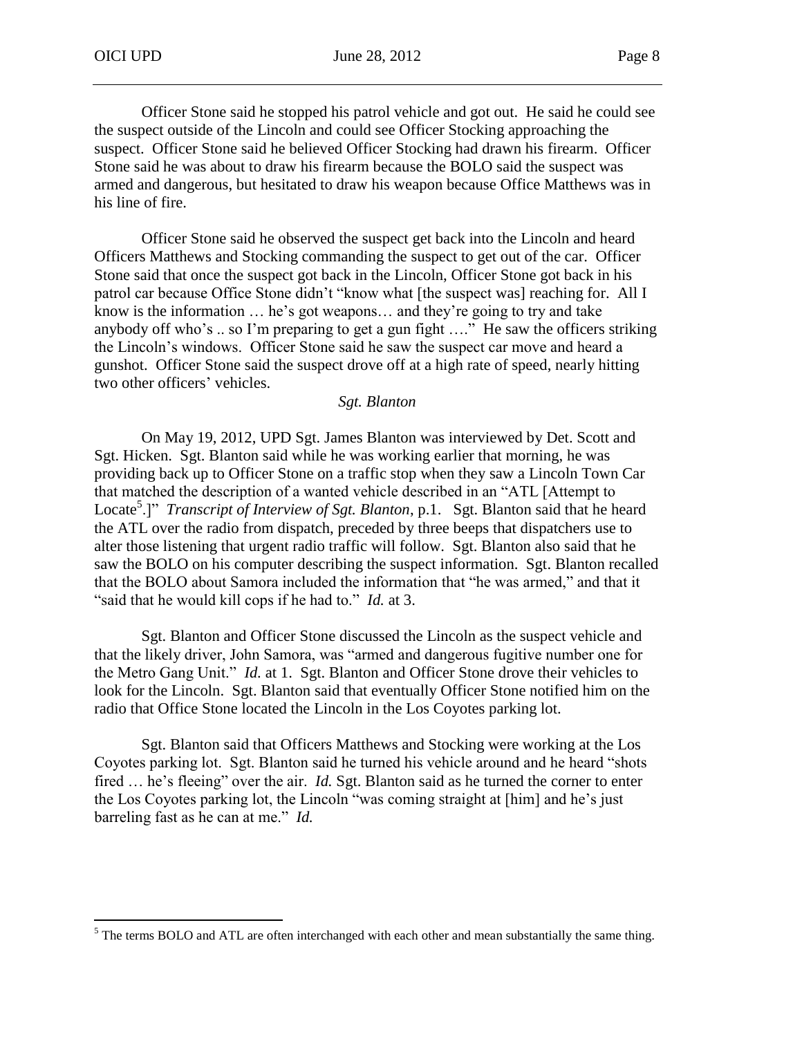Officer Stone said he stopped his patrol vehicle and got out. He said he could see the suspect outside of the Lincoln and could see Officer Stocking approaching the suspect. Officer Stone said he believed Officer Stocking had drawn his firearm. Officer Stone said he was about to draw his firearm because the BOLO said the suspect was armed and dangerous, but hesitated to draw his weapon because Office Matthews was in his line of fire.

Officer Stone said he observed the suspect get back into the Lincoln and heard Officers Matthews and Stocking commanding the suspect to get out of the car. Officer Stone said that once the suspect got back in the Lincoln, Officer Stone got back in his patrol car because Office Stone didn't "know what [the suspect was] reaching for. All I know is the information … he's got weapons… and they're going to try and take anybody off who's .. so I'm preparing to get a gun fight …." He saw the officers striking the Lincoln's windows. Officer Stone said he saw the suspect car move and heard a gunshot. Officer Stone said the suspect drove off at a high rate of speed, nearly hitting two other officers' vehicles.

*Sgt. Blanton*

On May 19, 2012, UPD Sgt. James Blanton was interviewed by Det. Scott and Sgt. Hicken. Sgt. Blanton said while he was working earlier that morning, he was providing back up to Officer Stone on a traffic stop when they saw a Lincoln Town Car that matched the description of a wanted vehicle described in an "ATL [Attempt to Locate[5].]" *Transcript of Interview of Sgt. Blanton*, p.1. Sgt. Blanton said that he heard the ATL over the radio from dispatch, preceded by three beeps that dispatchers use to alter those listening that urgent radio traffic will follow. Sgt. Blanton also said that he saw the BOLO on his computer describing the suspect information. Sgt. Blanton recalled that the BOLO about Samora included the information that "he was armed," and that it "said that he would kill cops if he had to." *Id.* at 3.

Sgt. Blanton and Officer Stone discussed the Lincoln as the suspect vehicle and that the likely driver, John Samora, was "armed and dangerous fugitive number one for the Metro Gang Unit." *Id.* at 1. Sgt. Blanton and Officer Stone drove their vehicles to look for the Lincoln. Sgt. Blanton said that eventually Officer Stone notified him on the radio that Office Stone located the Lincoln in the Los Coyotes parking lot.

Sgt. Blanton said that Officers Matthews and Stocking were working at the Los Coyotes parking lot. Sgt. Blanton said he turned his vehicle around and he heard "shots fired … he's fleeing" over the air. *Id.* Sgt. Blanton said as he turned the corner to enter the Los Coyotes parking lot, the Lincoln "was coming straight at [him] and he's just barreling fast as he can at me." *Id.*

[5] The terms BOLO and ATL are often interchanged with each other and mean substantially the same thing.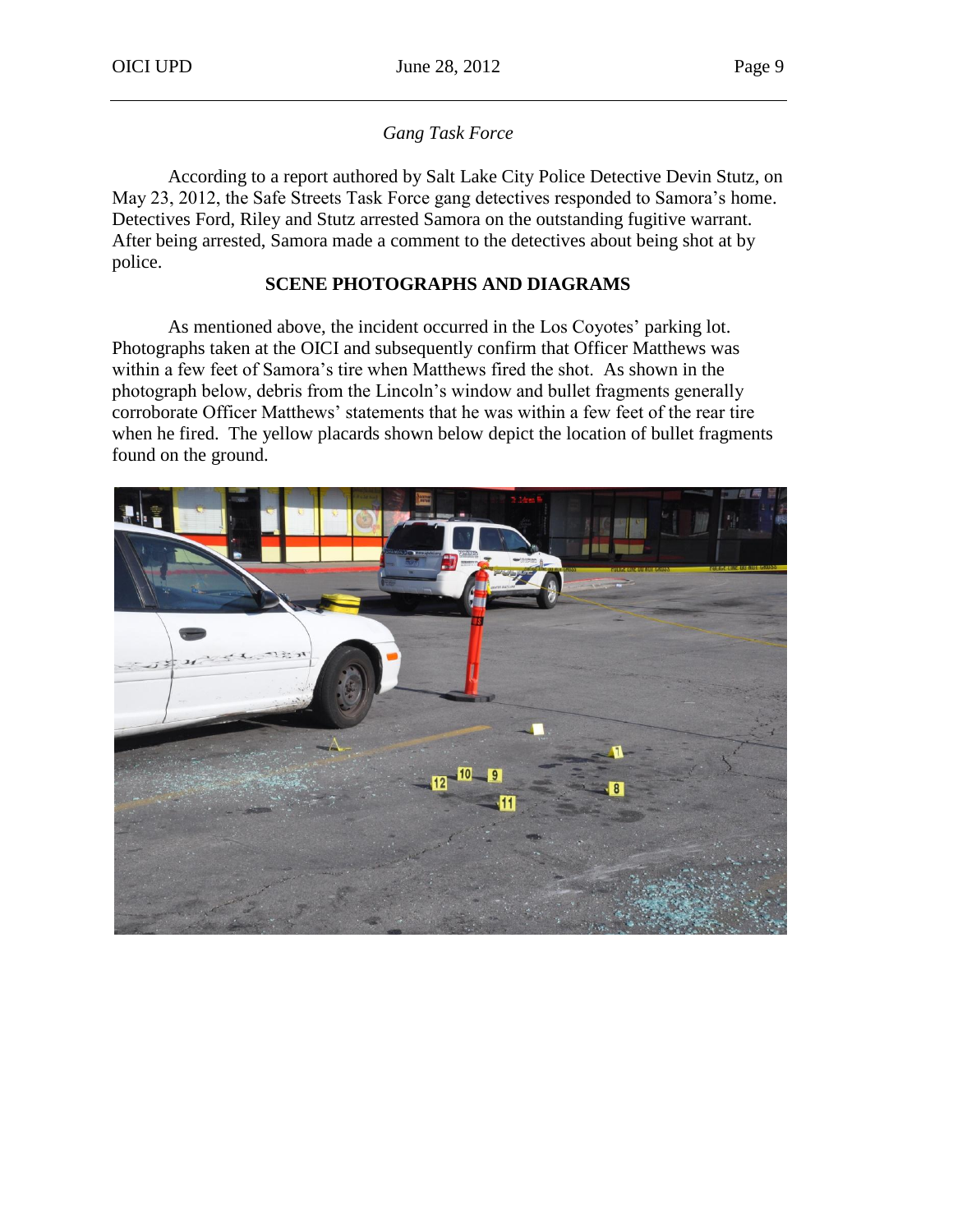*Gang Task Force*

According to a report authored by Salt Lake City Police Detective Devin Stutz, on May 23, 2012, the Safe Streets Task Force gang detectives responded to Samora's home. Detectives Ford, Riley and Stutz arrested Samora on the outstanding fugitive warrant. After being arrested, Samora made a comment to the detectives about being shot at by police.

## SCENE PHOTOGRAPHS AND DIAGRAMS

As mentioned above, the incident occurred in the Los Coyotes' parking lot. Photographs taken at the OICI and subsequently confirm that Officer Matthews was within a few feet of Samora's tire when Matthews fired the shot. As shown in the photograph below, debris from the Lincoln's window and bullet fragments generally corroborate Officer Matthews' statements that he was within a few feet of the rear tire when he fired. The yellow placards shown below depict the location of bullet fragments found on the ground.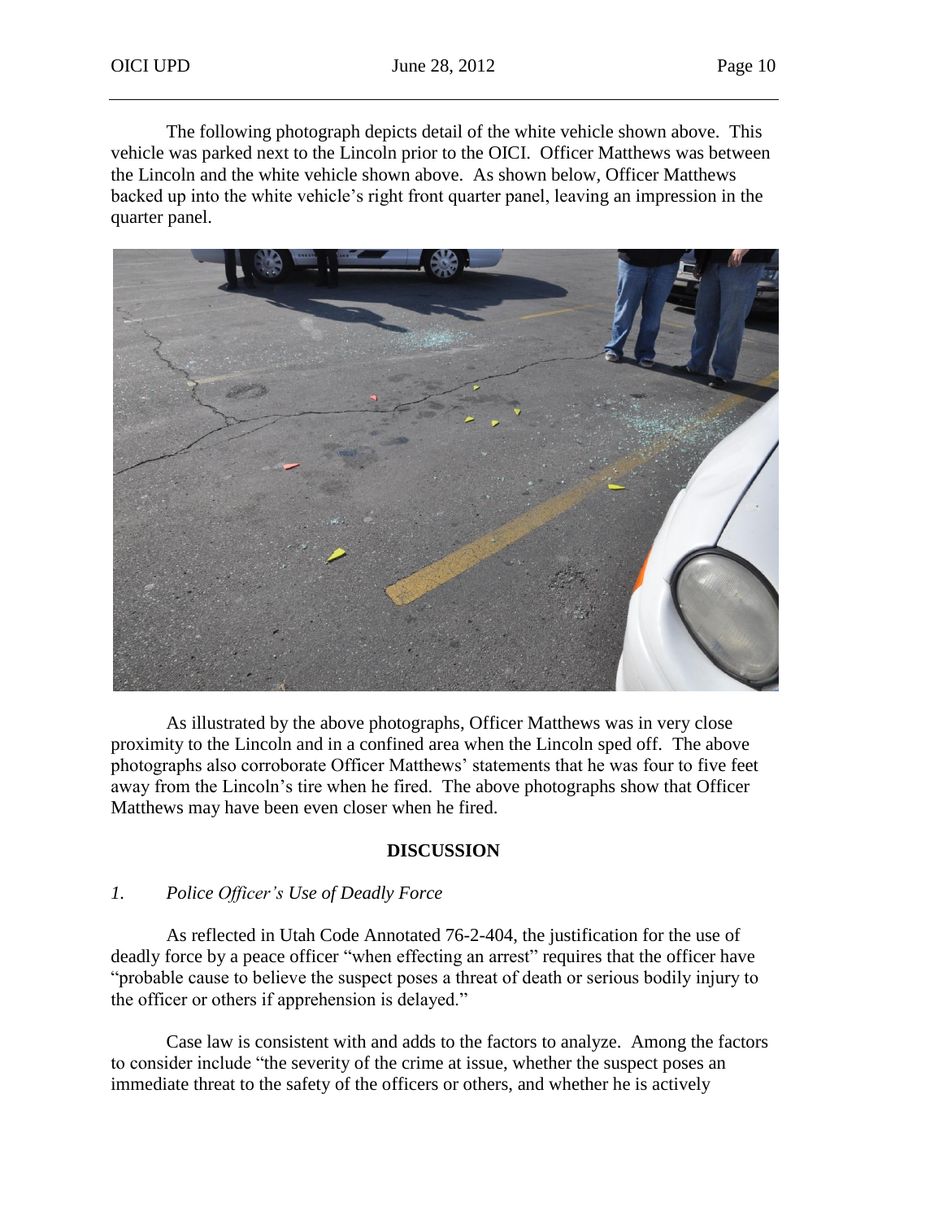The following photograph depicts detail of the white vehicle shown above. This vehicle was parked next to the Lincoln prior to the OICI. Officer Matthews was between the Lincoln and the white vehicle shown above. As shown below, Officer Matthews backed up into the white vehicle's right front quarter panel, leaving an impression in the quarter panel.

As illustrated by the above photographs, Officer Matthews was in very close proximity to the Lincoln and in a confined area when the Lincoln sped off. The above photographs also corroborate Officer Matthews' statements that he was four to five feet away from the Lincoln's tire when he fired. The above photographs show that Officer Matthews may have been even closer when he fired.

## DISCUSSION

### *1. Police Officer's Use of Deadly Force*

As reflected in Utah Code Annotated 76-2-404, the justification for the use of deadly force by a peace officer "when effecting an arrest" requires that the officer have "probable cause to believe the suspect poses a threat of death or serious bodily injury to the officer or others if apprehension is delayed."

Case law is consistent with and adds to the factors to analyze. Among the factors to consider include "the severity of the crime at issue, whether the suspect poses an immediate threat to the safety of the officers or others, and whether he is actively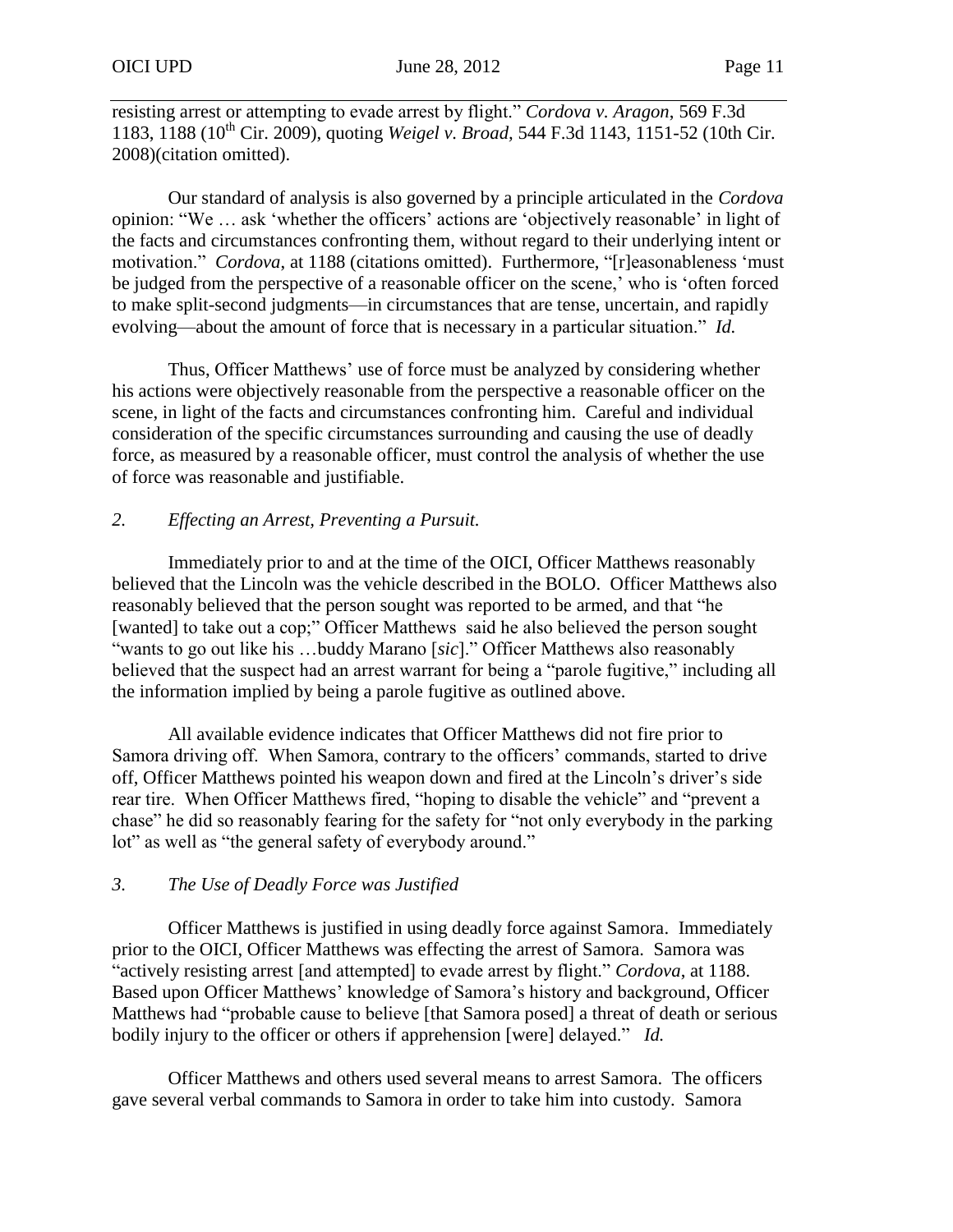resisting arrest or attempting to evade arrest by flight." *Cordova v. Aragon*, 569 F.3d 1183, 1188 (10th Cir. 2009), quoting *Weigel v. Broad,* 544 F.3d 1143, 1151-52 (10th Cir. 2008)(citation omitted).

Our standard of analysis is also governed by a principle articulated in the *Cordova* opinion: "We … ask 'whether the officers' actions are 'objectively reasonable' in light of the facts and circumstances confronting them, without regard to their underlying intent or motivation." *Cordova*, at 1188 (citations omitted). Furthermore, "[r]easonableness 'must be judged from the perspective of a reasonable officer on the scene,' who is 'often forced to make split-second judgments—in circumstances that are tense, uncertain, and rapidly evolving—about the amount of force that is necessary in a particular situation." *Id.*

Thus, Officer Matthews' use of force must be analyzed by considering whether his actions were objectively reasonable from the perspective a reasonable officer on the scene, in light of the facts and circumstances confronting him. Careful and individual consideration of the specific circumstances surrounding and causing the use of deadly force, as measured by a reasonable officer, must control the analysis of whether the use of force was reasonable and justifiable.

*2. Effecting an Arrest, Preventing a Pursuit.*

Immediately prior to and at the time of the OICI, Officer Matthews reasonably believed that the Lincoln was the vehicle described in the BOLO. Officer Matthews also reasonably believed that the person sought was reported to be armed, and that "he [wanted] to take out a cop;" Officer Matthews said he also believed the person sought "wants to go out like his …buddy Marano [*sic*]." Officer Matthews also reasonably believed that the suspect had an arrest warrant for being a "parole fugitive," including all the information implied by being a parole fugitive as outlined above.

All available evidence indicates that Officer Matthews did not fire prior to Samora driving off. When Samora, contrary to the officers' commands, started to drive off, Officer Matthews pointed his weapon down and fired at the Lincoln's driver's side rear tire. When Officer Matthews fired, "hoping to disable the vehicle" and "prevent a chase" he did so reasonably fearing for the safety for "not only everybody in the parking lot" as well as "the general safety of everybody around."

*3. The Use of Deadly Force was Justified*

Officer Matthews is justified in using deadly force against Samora. Immediately prior to the OICI, Officer Matthews was effecting the arrest of Samora. Samora was "actively resisting arrest [and attempted] to evade arrest by flight." *Cordova*, at 1188. Based upon Officer Matthews' knowledge of Samora's history and background, Officer Matthews had "probable cause to believe [that Samora posed] a threat of death or serious bodily injury to the officer or others if apprehension [were] delayed." *Id.*

Officer Matthews and others used several means to arrest Samora. The officers gave several verbal commands to Samora in order to take him into custody. Samora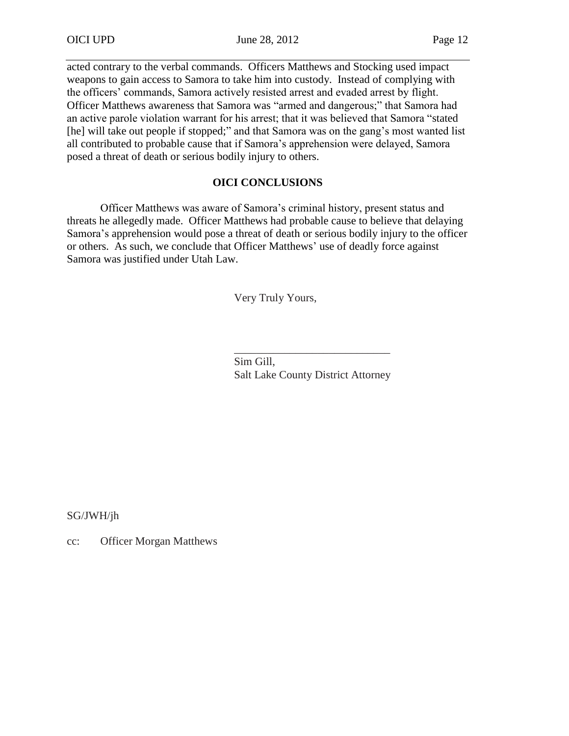acted contrary to the verbal commands. Officers Matthews and Stocking used impact weapons to gain access to Samora to take him into custody. Instead of complying with the officers' commands, Samora actively resisted arrest and evaded arrest by flight. Officer Matthews awareness that Samora was "armed and dangerous;" that Samora had an active parole violation warrant for his arrest; that it was believed that Samora "stated [he] will take out people if stopped;" and that Samora was on the gang's most wanted list all contributed to probable cause that if Samora's apprehension were delayed, Samora posed a threat of death or serious bodily injury to others.

## OICI CONCLUSIONS

Officer Matthews was aware of Samora's criminal history, present status and threats he allegedly made. Officer Matthews had probable cause to believe that delaying Samora's apprehension would pose a threat of death or serious bodily injury to the officer or others. As such, we conclude that Officer Matthews' use of deadly force against Samora was justified under Utah Law.

Very Truly Yours,

_____________________________

Sim Gill,
Salt Lake County District Attorney

SG/JWH/jh

cc: Officer Morgan Matthews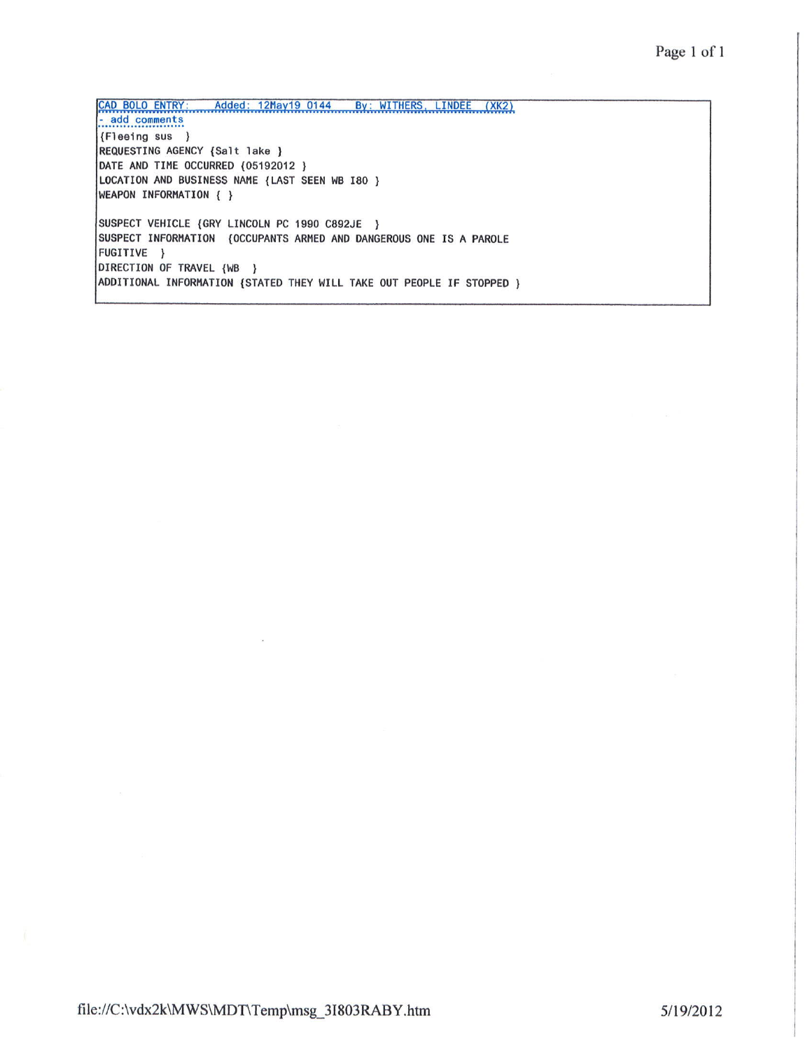CAD BOLO ENTRY: Added: 12May19 0144 By: WITHERS, LINDEE (XK2)

- add comments

```
{Fleeing sus }
REQUESTING AGENCY {Salt lake }
DATE AND TIME OCCURRED {05192012 }
LOCATION AND BUSINESS NAME {LAST SEEN WB I80 }
WEAPON INFORMATION { }

SUSPECT VEHICLE {GRY LINCOLN PC 1990 C892JE }
SUSPECT INFORMATION {OCCUPANTS ARMED AND DANGEROUS ONE IS A PAROLE
FUGITIVE }
DIRECTION OF TRAVEL {WB }
ADDITIONAL INFORMATION {STATED THEY WILL TAKE OUT PEOPLE IF STOPPED }
```

file://C:\vdx2k\MWS\MDT\Temp\msg_3I803RABY.htm 5/19/2012